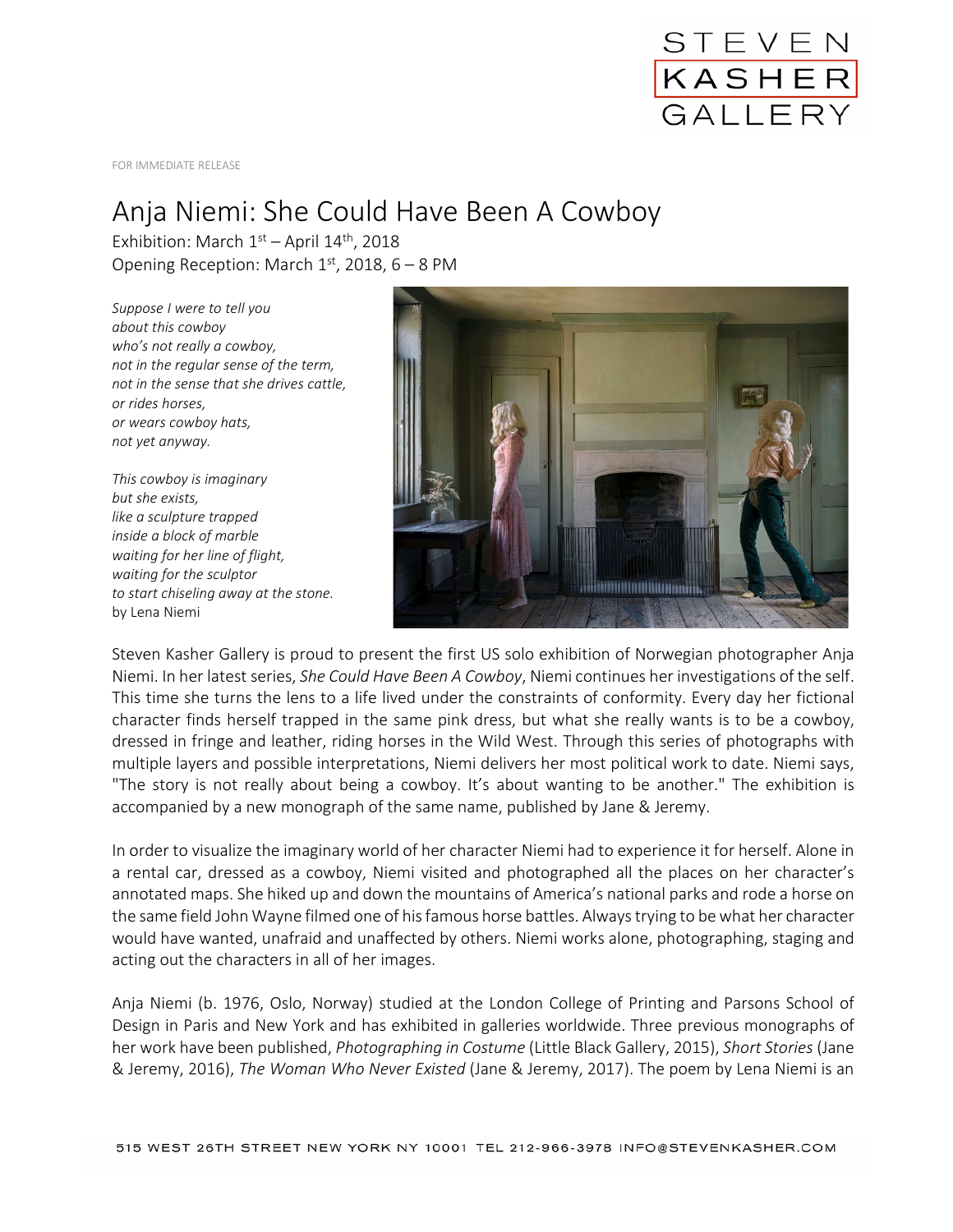FOR IMMEDIATE RELEASE

# Anja Niemi: She Could Have Been A Cowboy

Exhibition: March 1st – April 14th, 2018
Opening Reception: March 1st, 2018, 6 – 8 PM

*Suppose I were to tell you*
*about this cowboy*
*who's not really a cowboy,*
*not in the regular sense of the term,*
*not in the sense that she drives cattle,*
*or rides horses,*
*or wears cowboy hats,*
*not yet anyway.*

*This cowboy is imaginary*
*but she exists,*
*like a sculpture trapped*
*inside a block of marble*
*waiting for her line of flight,*
*waiting for the sculptor*
*to start chiseling away at the stone.*
by Lena Niemi

Steven Kasher Gallery is proud to present the first US solo exhibition of Norwegian photographer Anja Niemi. In her latest series, *She Could Have Been A Cowboy*, Niemi continues her investigations of the self. This time she turns the lens to a life lived under the constraints of conformity. Every day her fictional character finds herself trapped in the same pink dress, but what she really wants is to be a cowboy, dressed in fringe and leather, riding horses in the Wild West. Through this series of photographs with multiple layers and possible interpretations, Niemi delivers her most political work to date. Niemi says, "The story is not really about being a cowboy. It's about wanting to be another." The exhibition is accompanied by a new monograph of the same name, published by Jane & Jeremy.

In order to visualize the imaginary world of her character Niemi had to experience it for herself. Alone in a rental car, dressed as a cowboy, Niemi visited and photographed all the places on her character's annotated maps. She hiked up and down the mountains of America's national parks and rode a horse on the same field John Wayne filmed one of his famous horse battles. Always trying to be what her character would have wanted, unafraid and unaffected by others. Niemi works alone, photographing, staging and acting out the characters in all of her images.

Anja Niemi (b. 1976, Oslo, Norway) studied at the London College of Printing and Parsons School of Design in Paris and New York and has exhibited in galleries worldwide. Three previous monographs of her work have been published, *Photographing in Costume* (Little Black Gallery, 2015), *Short Stories* (Jane & Jeremy, 2016), *The Woman Who Never Existed* (Jane & Jeremy, 2017). The poem by Lena Niemi is an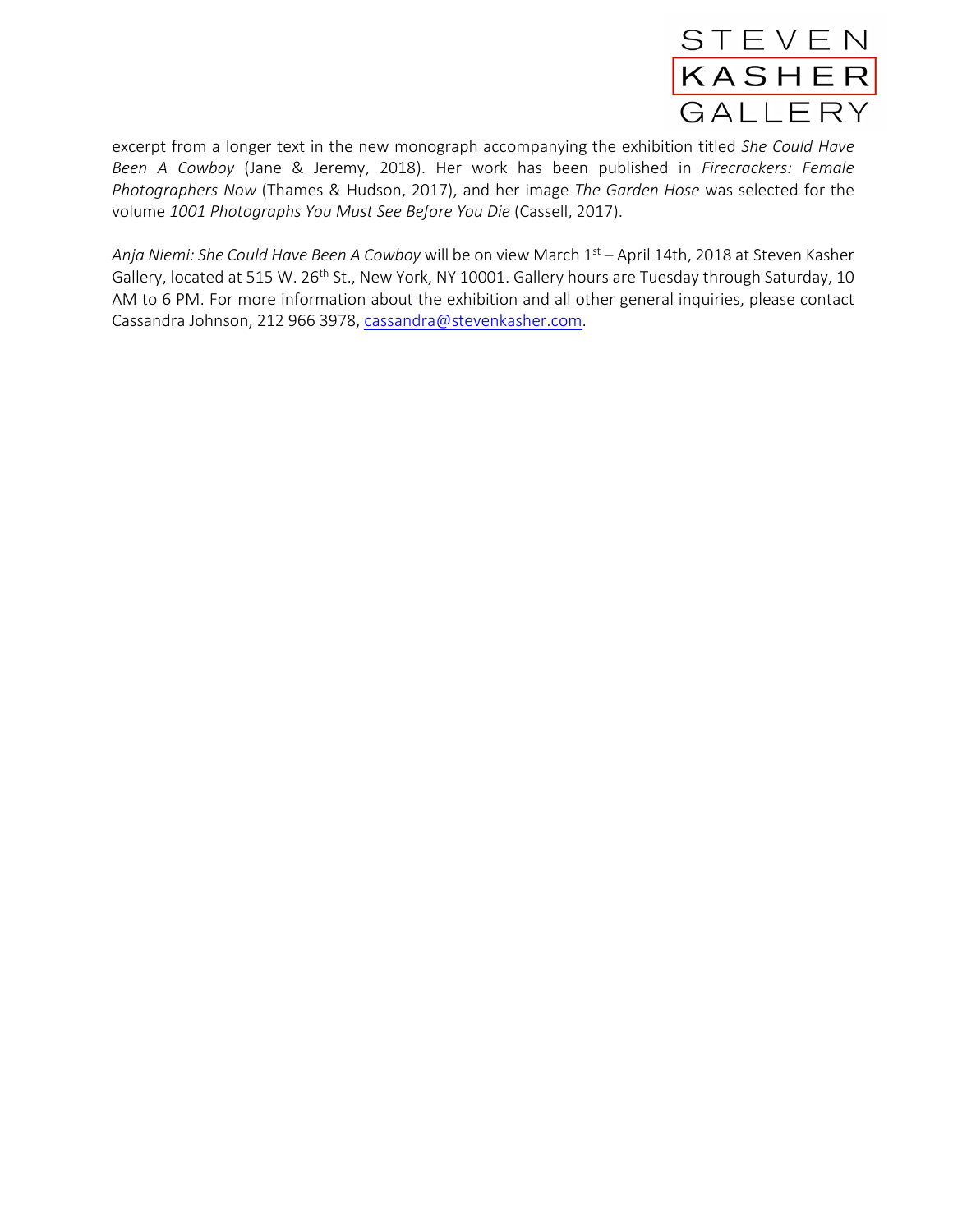excerpt from a longer text in the new monograph accompanying the exhibition titled *She Could Have Been A Cowboy* (Jane & Jeremy, 2018). Her work has been published in *Firecrackers: Female Photographers Now* (Thames & Hudson, 2017), and her image *The Garden Hose* was selected for the volume *1001 Photographs You Must See Before You Die* (Cassell, 2017).

*Anja Niemi: She Could Have Been A Cowboy* will be on view March 1st – April 14th, 2018 at Steven Kasher Gallery, located at 515 W. 26th St., New York, NY 10001. Gallery hours are Tuesday through Saturday, 10 AM to 6 PM. For more information about the exhibition and all other general inquiries, please contact Cassandra Johnson, 212 966 3978, cassandra@stevenkasher.com.